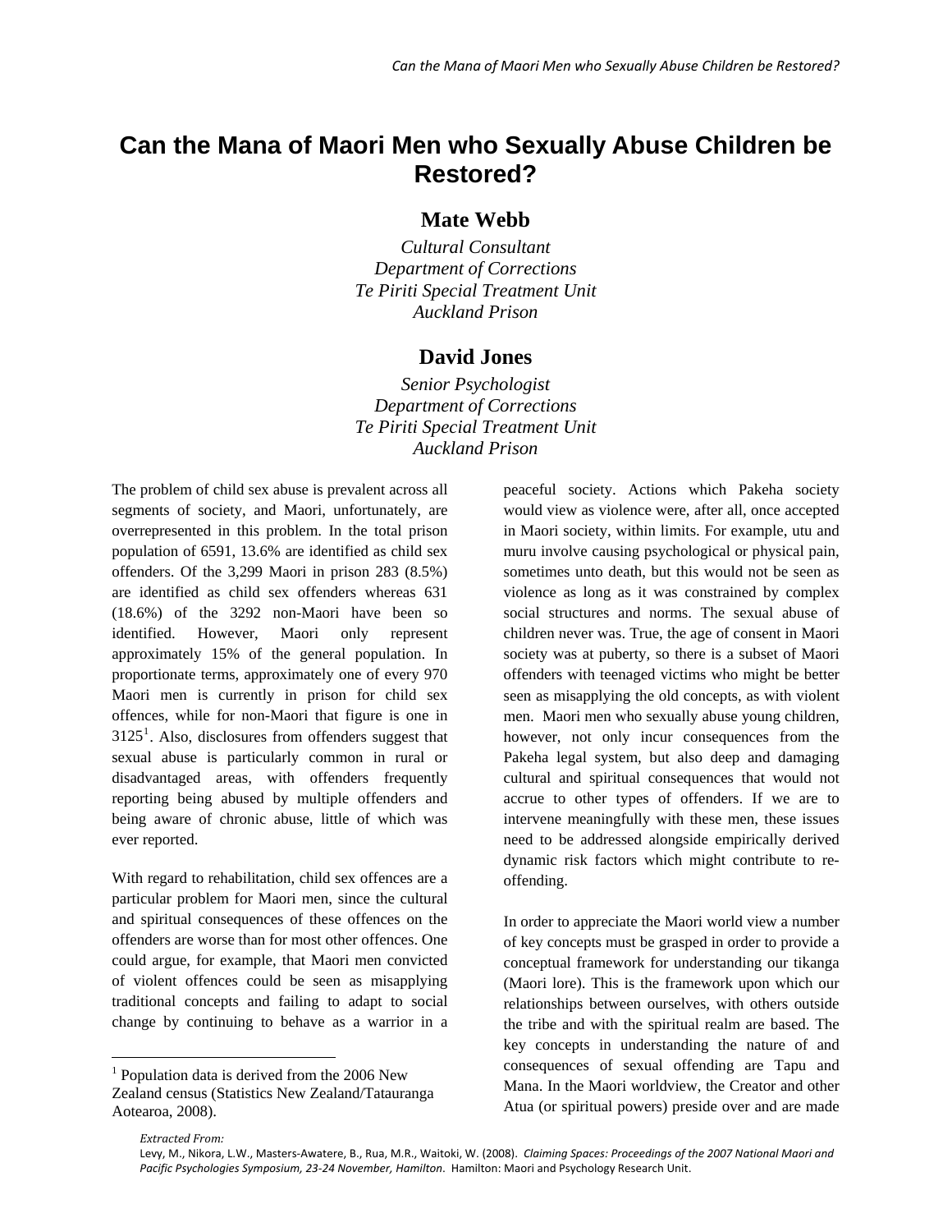# Can the Mana of Maori Men who Sexually Abuse Children be Restored?

**Mate Webb**

*Cultural Consultant*
*Department of Corrections*
*Te Piriti Special Treatment Unit*
*Auckland Prison*

**David Jones**

*Senior Psychologist*
*Department of Corrections*
*Te Piriti Special Treatment Unit*
*Auckland Prison*

The problem of child sex abuse is prevalent across all segments of society, and Maori, unfortunately, are overrepresented in this problem. In the total prison population of 6591, 13.6% are identified as child sex offenders. Of the 3,299 Maori in prison 283 (8.5%) are identified as child sex offenders whereas 631 (18.6%) of the 3292 non-Maori have been so identified. However, Maori only represent approximately 15% of the general population. In proportionate terms, approximately one of every 970 Maori men is currently in prison for child sex offences, while for non-Maori that figure is one in 3125[1]. Also, disclosures from offenders suggest that sexual abuse is particularly common in rural or disadvantaged areas, with offenders frequently reporting being abused by multiple offenders and being aware of chronic abuse, little of which was ever reported.

With regard to rehabilitation, child sex offences are a particular problem for Maori men, since the cultural and spiritual consequences of these offences on the offenders are worse than for most other offences. One could argue, for example, that Maori men convicted of violent offences could be seen as misapplying traditional concepts and failing to adapt to social change by continuing to behave as a warrior in a peaceful society. Actions which Pakeha society would view as violence were, after all, once accepted in Maori society, within limits. For example, utu and muru involve causing psychological or physical pain, sometimes unto death, but this would not be seen as violence as long as it was constrained by complex social structures and norms. The sexual abuse of children never was. True, the age of consent in Maori society was at puberty, so there is a subset of Maori offenders with teenaged victims who might be better seen as misapplying the old concepts, as with violent men. Maori men who sexually abuse young children, however, not only incur consequences from the Pakeha legal system, but also deep and damaging cultural and spiritual consequences that would not accrue to other types of offenders. If we are to intervene meaningfully with these men, these issues need to be addressed alongside empirically derived dynamic risk factors which might contribute to re-offending.

In order to appreciate the Maori world view a number of key concepts must be grasped in order to provide a conceptual framework for understanding our tikanga (Maori lore). This is the framework upon which our relationships between ourselves, with others outside the tribe and with the spiritual realm are based. The key concepts in understanding the nature of and consequences of sexual offending are Tapu and Mana. In the Maori worldview, the Creator and other Atua (or spiritual powers) preside over and are made

[1] Population data is derived from the 2006 New Zealand census (Statistics New Zealand/Tatauranga Aotearoa, 2008).

*Extracted From:*
Levy, M., Nikora, L.W., Masters-Awatere, B., Rua, M.R., Waitoki, W. (2008). *Claiming Spaces: Proceedings of the 2007 National Maori and Pacific Psychologies Symposium, 23-24 November, Hamilton*. Hamilton: Maori and Psychology Research Unit.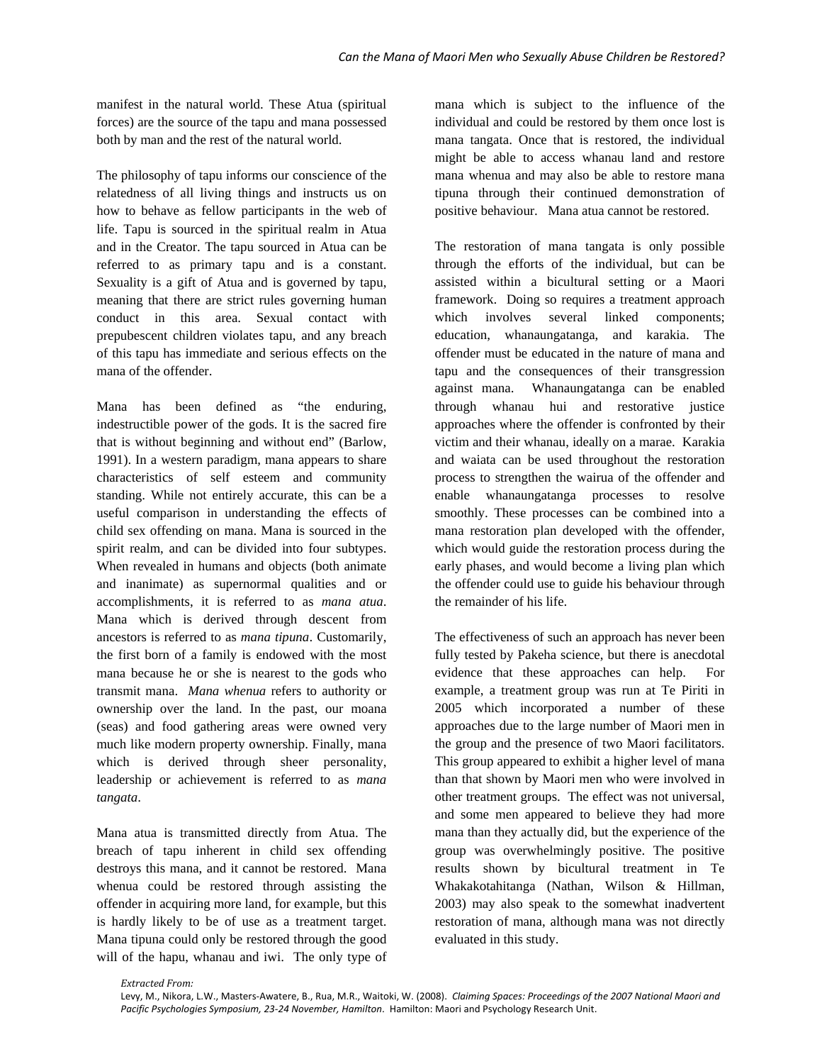manifest in the natural world. These Atua (spiritual forces) are the source of the tapu and mana possessed both by man and the rest of the natural world.

The philosophy of tapu informs our conscience of the relatedness of all living things and instructs us on how to behave as fellow participants in the web of life. Tapu is sourced in the spiritual realm in Atua and in the Creator. The tapu sourced in Atua can be referred to as primary tapu and is a constant. Sexuality is a gift of Atua and is governed by tapu, meaning that there are strict rules governing human conduct in this area. Sexual contact with prepubescent children violates tapu, and any breach of this tapu has immediate and serious effects on the mana of the offender.

Mana has been defined as "the enduring, indestructible power of the gods. It is the sacred fire that is without beginning and without end" (Barlow, 1991). In a western paradigm, mana appears to share characteristics of self esteem and community standing. While not entirely accurate, this can be a useful comparison in understanding the effects of child sex offending on mana. Mana is sourced in the spirit realm, and can be divided into four subtypes. When revealed in humans and objects (both animate and inanimate) as supernormal qualities and or accomplishments, it is referred to as *mana atua*. Mana which is derived through descent from ancestors is referred to as *mana tipuna*. Customarily, the first born of a family is endowed with the most mana because he or she is nearest to the gods who transmit mana. *Mana whenua* refers to authority or ownership over the land. In the past, our moana (seas) and food gathering areas were owned very much like modern property ownership. Finally, mana which is derived through sheer personality, leadership or achievement is referred to as *mana tangata*.

Mana atua is transmitted directly from Atua. The breach of tapu inherent in child sex offending destroys this mana, and it cannot be restored. Mana whenua could be restored through assisting the offender in acquiring more land, for example, but this is hardly likely to be of use as a treatment target. Mana tipuna could only be restored through the good will of the hapu, whanau and iwi. The only type of mana which is subject to the influence of the individual and could be restored by them once lost is mana tangata. Once that is restored, the individual might be able to access whanau land and restore mana whenua and may also be able to restore mana tipuna through their continued demonstration of positive behaviour. Mana atua cannot be restored.

The restoration of mana tangata is only possible through the efforts of the individual, but can be assisted within a bicultural setting or a Maori framework. Doing so requires a treatment approach which involves several linked components; education, whanaungatanga, and karakia. The offender must be educated in the nature of mana and tapu and the consequences of their transgression against mana. Whanaungatanga can be enabled through whanau hui and restorative justice approaches where the offender is confronted by their victim and their whanau, ideally on a marae. Karakia and waiata can be used throughout the restoration process to strengthen the wairua of the offender and enable whanaungatanga processes to resolve smoothly. These processes can be combined into a mana restoration plan developed with the offender, which would guide the restoration process during the early phases, and would become a living plan which the offender could use to guide his behaviour through the remainder of his life.

The effectiveness of such an approach has never been fully tested by Pakeha science, but there is anecdotal evidence that these approaches can help. For example, a treatment group was run at Te Piriti in 2005 which incorporated a number of these approaches due to the large number of Maori men in the group and the presence of two Maori facilitators. This group appeared to exhibit a higher level of mana than that shown by Maori men who were involved in other treatment groups. The effect was not universal, and some men appeared to believe they had more mana than they actually did, but the experience of the group was overwhelmingly positive. The positive results shown by bicultural treatment in Te Whakakotahitanga (Nathan, Wilson & Hillman, 2003) may also speak to the somewhat inadvertent restoration of mana, although mana was not directly evaluated in this study.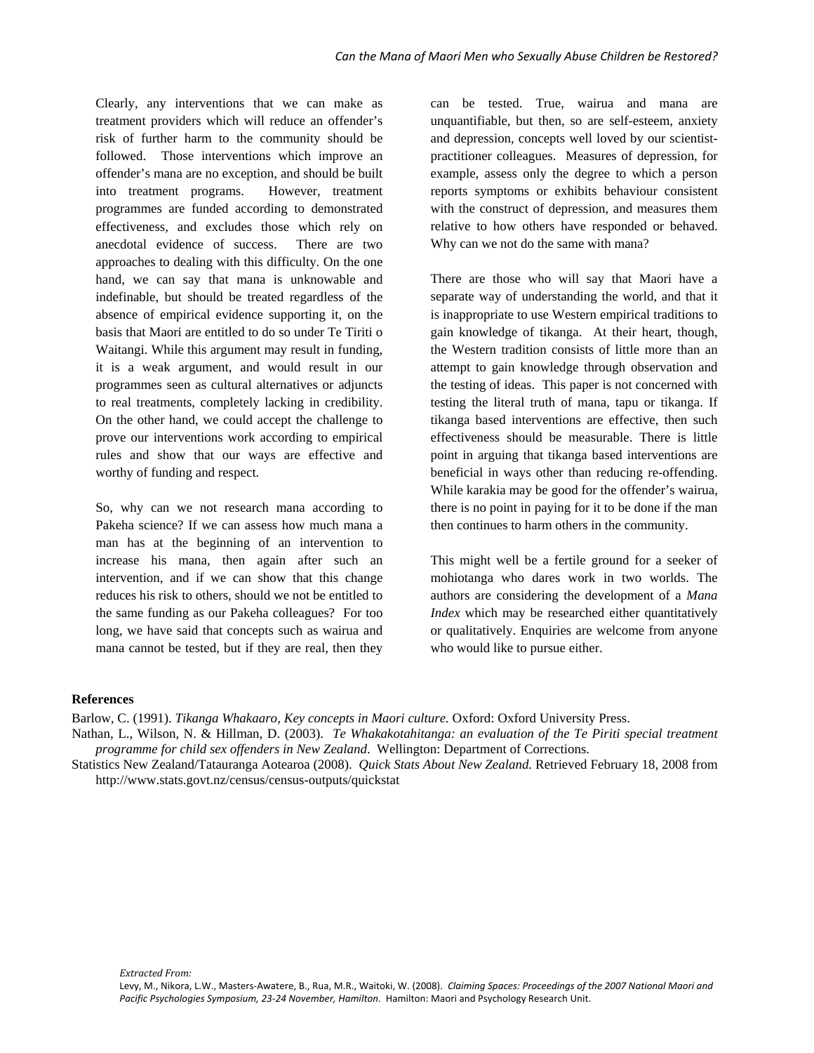Clearly, any interventions that we can make as treatment providers which will reduce an offender's risk of further harm to the community should be followed. Those interventions which improve an offender's mana are no exception, and should be built into treatment programs. However, treatment programmes are funded according to demonstrated effectiveness, and excludes those which rely on anecdotal evidence of success. There are two approaches to dealing with this difficulty. On the one hand, we can say that mana is unknowable and indefinable, but should be treated regardless of the absence of empirical evidence supporting it, on the basis that Maori are entitled to do so under Te Tiriti o Waitangi. While this argument may result in funding, it is a weak argument, and would result in our programmes seen as cultural alternatives or adjuncts to real treatments, completely lacking in credibility. On the other hand, we could accept the challenge to prove our interventions work according to empirical rules and show that our ways are effective and worthy of funding and respect.

So, why can we not research mana according to Pakeha science? If we can assess how much mana a man has at the beginning of an intervention to increase his mana, then again after such an intervention, and if we can show that this change reduces his risk to others, should we not be entitled to the same funding as our Pakeha colleagues? For too long, we have said that concepts such as wairua and mana cannot be tested, but if they are real, then they can be tested. True, wairua and mana are unquantifiable, but then, so are self-esteem, anxiety and depression, concepts well loved by our scientist-practitioner colleagues. Measures of depression, for example, assess only the degree to which a person reports symptoms or exhibits behaviour consistent with the construct of depression, and measures them relative to how others have responded or behaved. Why can we not do the same with mana?

There are those who will say that Maori have a separate way of understanding the world, and that it is inappropriate to use Western empirical traditions to gain knowledge of tikanga. At their heart, though, the Western tradition consists of little more than an attempt to gain knowledge through observation and the testing of ideas. This paper is not concerned with testing the literal truth of mana, tapu or tikanga. If tikanga based interventions are effective, then such effectiveness should be measurable. There is little point in arguing that tikanga based interventions are beneficial in ways other than reducing re-offending. While karakia may be good for the offender's wairua, there is no point in paying for it to be done if the man then continues to harm others in the community.

This might well be a fertile ground for a seeker of mohiotanga who dares work in two worlds. The authors are considering the development of a *Mana Index* which may be researched either quantitatively or qualitatively. Enquiries are welcome from anyone who would like to pursue either.

**References**

Barlow, C. (1991). *Tikanga Whakaaro, Key concepts in Maori culture.* Oxford: Oxford University Press.

Nathan, L., Wilson, N. & Hillman, D. (2003). *Te Whakakotahitanga: an evaluation of the Te Piriti special treatment programme for child sex offenders in New Zealand*. Wellington: Department of Corrections.

Statistics New Zealand/Tatauranga Aotearoa (2008). *Quick Stats About New Zealand.* Retrieved February 18, 2008 from http://www.stats.govt.nz/census/census-outputs/quickstat

*Extracted From:*
Levy, M., Nikora, L.W., Masters-Awatere, B., Rua, M.R., Waitoki, W. (2008). *Claiming Spaces: Proceedings of the 2007 National Maori and Pacific Psychologies Symposium, 23-24 November, Hamilton*. Hamilton: Maori and Psychology Research Unit.